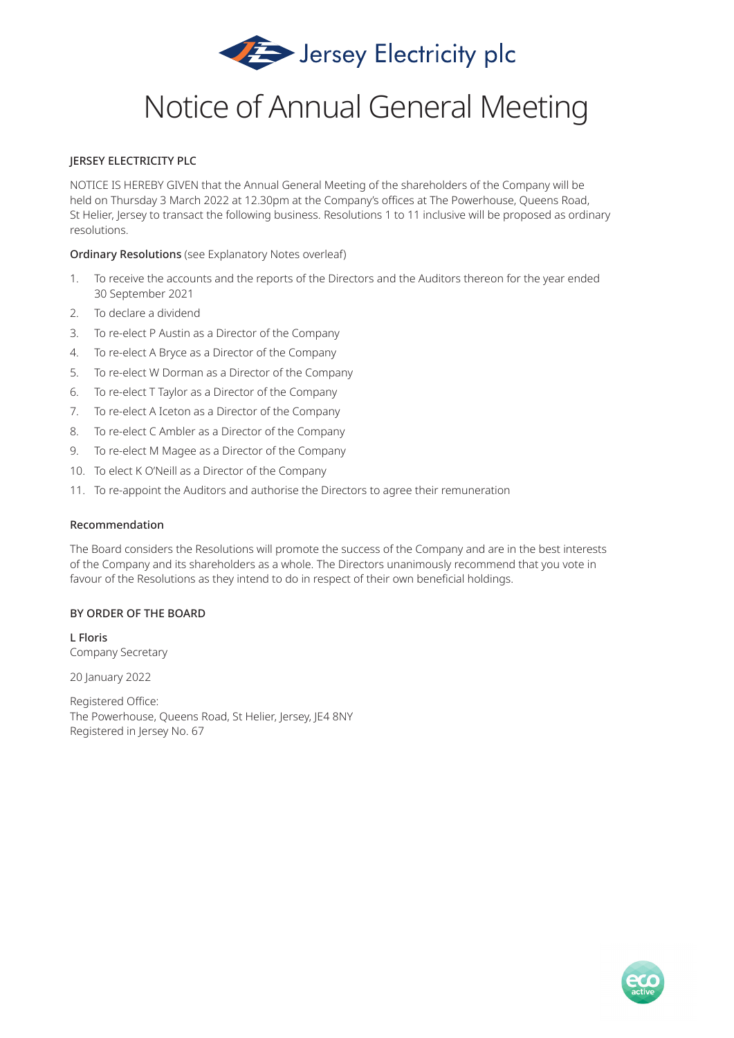Jersey Electricity plc

# Notice of Annual General Meeting

JERSEY ELECTRICITY PLC

NOTICE IS HEREBY GIVEN that the Annual General Meeting of the shareholders of the Company will be held on Thursday 3 March 2022 at 12.30pm at the Company's offices at The Powerhouse, Queens Road, St Helier, Jersey to transact the following business. Resolutions 1 to 11 inclusive will be proposed as ordinary resolutions.

**Ordinary Resolutions** (see Explanatory Notes overleaf)

1. To receive the accounts and the reports of the Directors and the Auditors thereon for the year ended 30 September 2021
2. To declare a dividend
3. To re-elect P Austin as a Director of the Company
4. To re-elect A Bryce as a Director of the Company
5. To re-elect W Dorman as a Director of the Company
6. To re-elect T Taylor as a Director of the Company
7. To re-elect A Iceton as a Director of the Company
8. To re-elect C Ambler as a Director of the Company
9. To re-elect M Magee as a Director of the Company
10. To elect K O'Neill as a Director of the Company
11. To re-appoint the Auditors and authorise the Directors to agree their remuneration

## Recommendation

The Board considers the Resolutions will promote the success of the Company and are in the best interests of the Company and its shareholders as a whole. The Directors unanimously recommend that you vote in favour of the Resolutions as they intend to do in respect of their own beneficial holdings.

BY ORDER OF THE BOARD

**L Floris**
Company Secretary

20 January 2022

Registered Office:
The Powerhouse, Queens Road, St Helier, Jersey, JE4 8NY
Registered in Jersey No. 67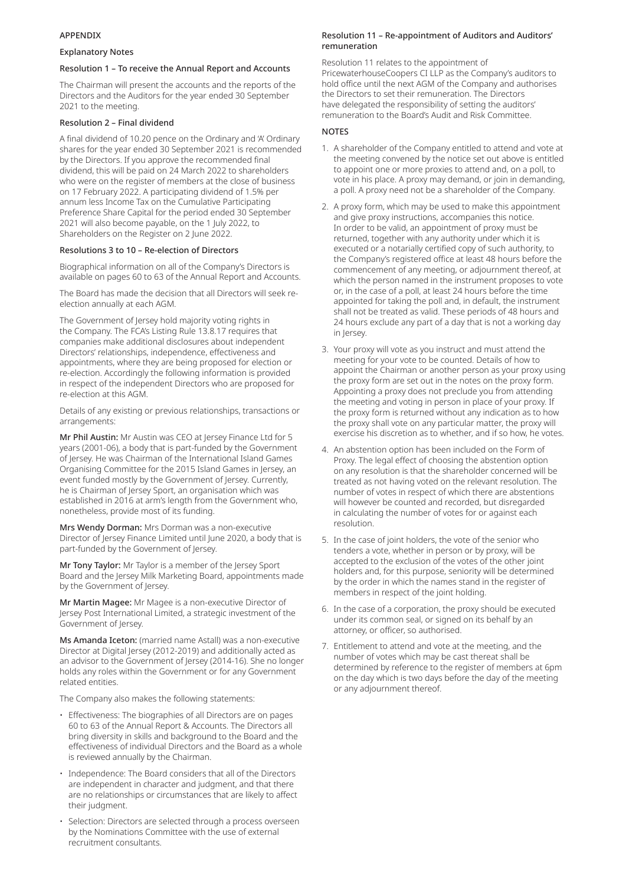## APPENDIX

### Explanatory Notes

#### Resolution 1 – To receive the Annual Report and Accounts

The Chairman will present the accounts and the reports of the Directors and the Auditors for the year ended 30 September 2021 to the meeting.

#### Resolution 2 – Final dividend

A final dividend of 10.20 pence on the Ordinary and 'A' Ordinary shares for the year ended 30 September 2021 is recommended by the Directors. If you approve the recommended final dividend, this will be paid on 24 March 2022 to shareholders who were on the register of members at the close of business on 17 February 2022. A participating dividend of 1.5% per annum less Income Tax on the Cumulative Participating Preference Share Capital for the period ended 30 September 2021 will also become payable, on the 1 July 2022, to Shareholders on the Register on 2 June 2022.

#### Resolutions 3 to 10 – Re-election of Directors

Biographical information on all of the Company's Directors is available on pages 60 to 63 of the Annual Report and Accounts.

The Board has made the decision that all Directors will seek re-election annually at each AGM.

The Government of Jersey hold majority voting rights in the Company. The FCA's Listing Rule 13.8.17 requires that companies make additional disclosures about independent Directors' relationships, independence, effectiveness and appointments, where they are being proposed for election or re-election. Accordingly the following information is provided in respect of the independent Directors who are proposed for re-election at this AGM.

Details of any existing or previous relationships, transactions or arrangements:

**Mr Phil Austin:** Mr Austin was CEO at Jersey Finance Ltd for 5 years (2001-06), a body that is part-funded by the Government of Jersey. He was Chairman of the International Island Games Organising Committee for the 2015 Island Games in Jersey, an event funded mostly by the Government of Jersey. Currently, he is Chairman of Jersey Sport, an organisation which was established in 2016 at arm's length from the Government who, nonetheless, provide most of its funding.

**Mrs Wendy Dorman:** Mrs Dorman was a non-executive Director of Jersey Finance Limited until June 2020, a body that is part-funded by the Government of Jersey.

**Mr Tony Taylor:** Mr Taylor is a member of the Jersey Sport Board and the Jersey Milk Marketing Board, appointments made by the Government of Jersey.

**Mr Martin Magee:** Mr Magee is a non-executive Director of Jersey Post International Limited, a strategic investment of the Government of Jersey.

**Ms Amanda Iceton:** (married name Astall) was a non-executive Director at Digital Jersey (2012-2019) and additionally acted as an advisor to the Government of Jersey (2014-16). She no longer holds any roles within the Government or for any Government related entities.

The Company also makes the following statements:

- Effectiveness: The biographies of all Directors are on pages 60 to 63 of the Annual Report & Accounts. The Directors all bring diversity in skills and background to the Board and the effectiveness of individual Directors and the Board as a whole is reviewed annually by the Chairman.
- Independence: The Board considers that all of the Directors are independent in character and judgment, and that there are no relationships or circumstances that are likely to affect their judgment.
- Selection: Directors are selected through a process overseen by the Nominations Committee with the use of external recruitment consultants.

#### Resolution 11 – Re-appointment of Auditors and Auditors' remuneration

Resolution 11 relates to the appointment of PricewaterhouseCoopers CI LLP as the Company's auditors to hold office until the next AGM of the Company and authorises the Directors to set their remuneration. The Directors have delegated the responsibility of setting the auditors' remuneration to the Board's Audit and Risk Committee.

### NOTES

1. A shareholder of the Company entitled to attend and vote at the meeting convened by the notice set out above is entitled to appoint one or more proxies to attend and, on a poll, to vote in his place. A proxy may demand, or join in demanding, a poll. A proxy need not be a shareholder of the Company.
2. A proxy form, which may be used to make this appointment and give proxy instructions, accompanies this notice. In order to be valid, an appointment of proxy must be returned, together with any authority under which it is executed or a notarially certified copy of such authority, to the Company's registered office at least 48 hours before the commencement of any meeting, or adjournment thereof, at which the person named in the instrument proposes to vote or, in the case of a poll, at least 24 hours before the time appointed for taking the poll and, in default, the instrument shall not be treated as valid. These periods of 48 hours and 24 hours exclude any part of a day that is not a working day in Jersey.
3. Your proxy will vote as you instruct and must attend the meeting for your vote to be counted. Details of how to appoint the Chairman or another person as your proxy using the proxy form are set out in the notes on the proxy form. Appointing a proxy does not preclude you from attending the meeting and voting in person in place of your proxy. If the proxy form is returned without any indication as to how the proxy shall vote on any particular matter, the proxy will exercise his discretion as to whether, and if so how, he votes.
4. An abstention option has been included on the Form of Proxy. The legal effect of choosing the abstention option on any resolution is that the shareholder concerned will be treated as not having voted on the relevant resolution. The number of votes in respect of which there are abstentions will however be counted and recorded, but disregarded in calculating the number of votes for or against each resolution.
5. In the case of joint holders, the vote of the senior who tenders a vote, whether in person or by proxy, will be accepted to the exclusion of the votes of the other joint holders and, for this purpose, seniority will be determined by the order in which the names stand in the register of members in respect of the joint holding.
6. In the case of a corporation, the proxy should be executed under its common seal, or signed on its behalf by an attorney, or officer, so authorised.
7. Entitlement to attend and vote at the meeting, and the number of votes which may be cast thereat shall be determined by reference to the register of members at 6pm on the day which is two days before the day of the meeting or any adjournment thereof.